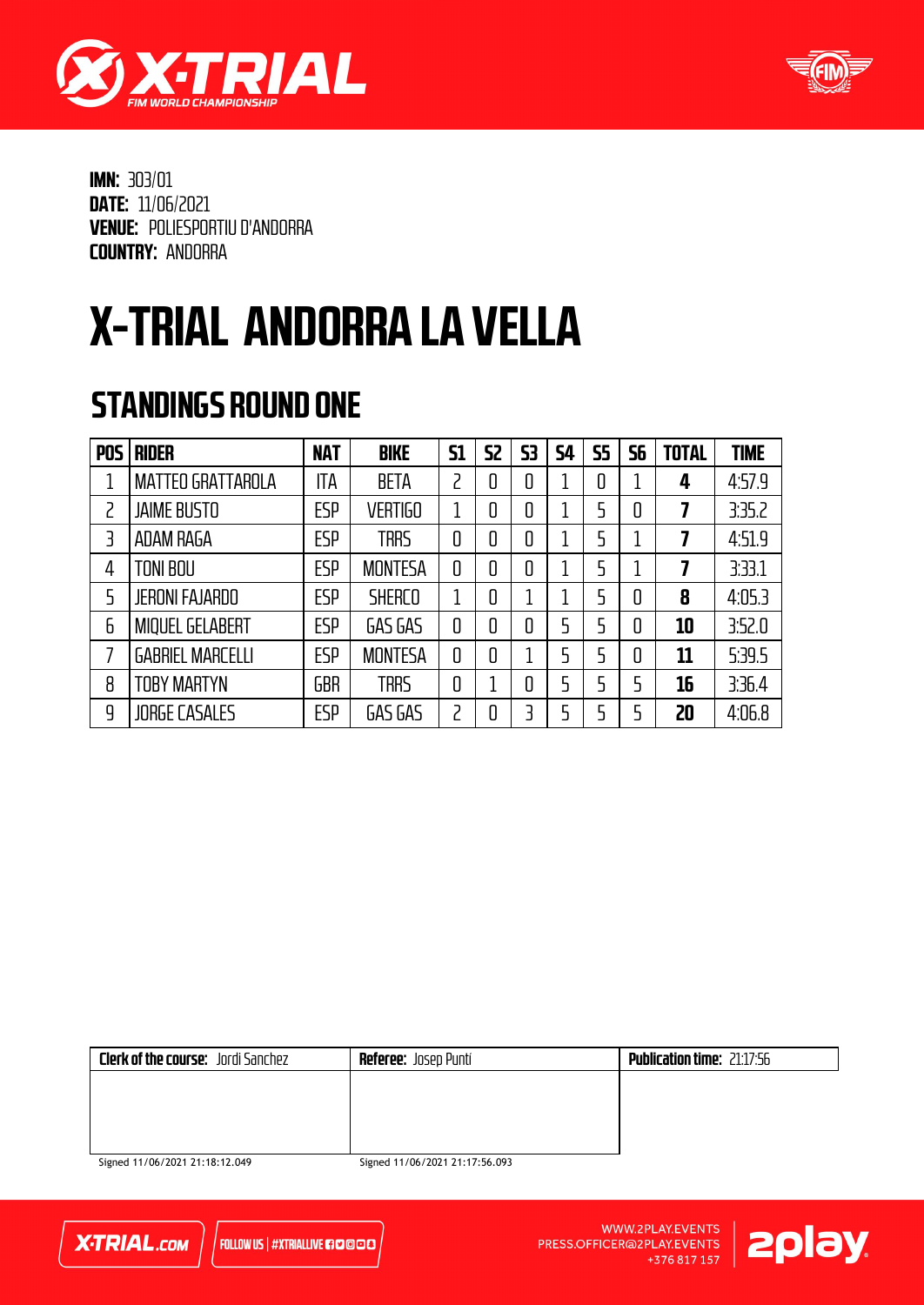**IMN:** 303/01
**DATE:** 11/06/2021
**VENUE:** POLIESPORTIU D'ANDORRA
**COUNTRY:** ANDORRA

# X-TRIAL ANDORRA LA VELLA

## STANDINGS ROUND ONE

| POS | RIDER | NAT | BIKE | S1 | S2 | S3 | S4 | S5 | S6 | TOTAL | TIME |
|---|---|---|---|---|---|---|---|---|---|---|---|
| 1 | MATTEO GRATTAROLA | ITA | BETA | 2 | 0 | 0 | 1 | 0 | 1 | **4** | 4:57.9 |
| 2 | JAIME BUSTO | ESP | VERTIGO | 1 | 0 | 0 | 1 | 5 | 0 | **7** | 3:35.2 |
| 3 | ADAM RAGA | ESP | TRRS | 0 | 0 | 0 | 1 | 5 | 1 | **7** | 4:51.9 |
| 4 | TONI BOU | ESP | MONTESA | 0 | 0 | 0 | 1 | 5 | 1 | **7** | 3:33.1 |
| 5 | JERONI FAJARDO | ESP | SHERCO | 1 | 0 | 1 | 1 | 5 | 0 | **8** | 4:05.3 |
| 6 | MIQUEL GELABERT | ESP | GAS GAS | 0 | 0 | 0 | 5 | 5 | 0 | **10** | 3:52.0 |
| 7 | GABRIEL MARCELLI | ESP | MONTESA | 0 | 0 | 1 | 5 | 5 | 0 | **11** | 5:39.5 |
| 8 | TOBY MARTYN | GBR | TRRS | 0 | 1 | 0 | 5 | 5 | 5 | **16** | 3:36.4 |
| 9 | JORGE CASALES | ESP | GAS GAS | 2 | 0 | 3 | 5 | 5 | 5 | **20** | 4:06.8 |

| **Clerk of the course:** Jordi Sanchez | **Referee:** Josep Punti | **Publication time:** 21:17:56 |
|---|---|---|
| Signed 11/06/2021 21:18:12.049 | Signed 11/06/2021 21:17:56.093 | |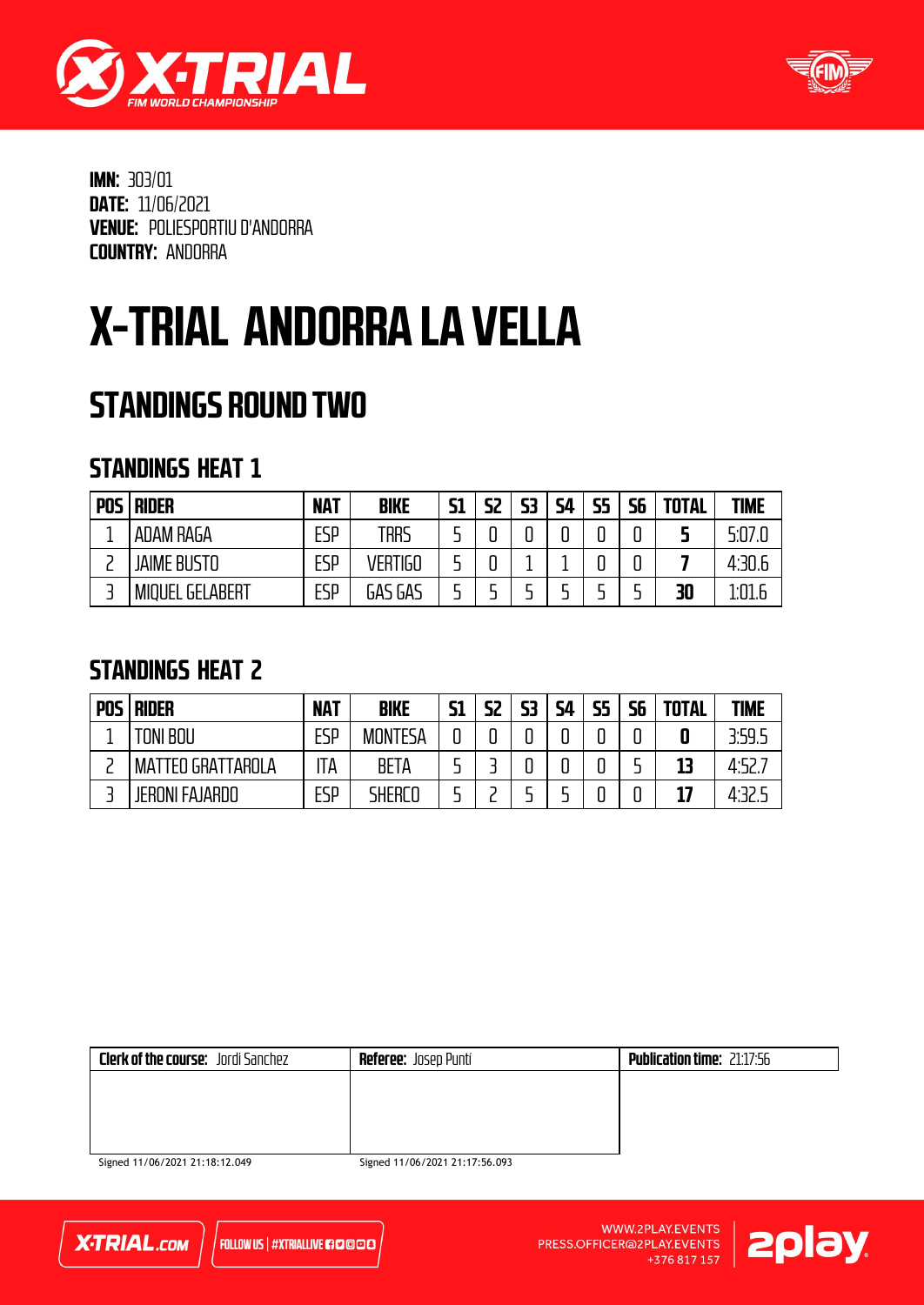**IMN:** 303/01
**DATE:** 11/06/2021
**VENUE:** POLIESPORTIU D'ANDORRA
**COUNTRY:** ANDORRA

# X-TRIAL ANDORRA LA VELLA

## STANDINGS ROUND TWO

### STANDINGS HEAT 1

| POS | RIDER | NAT | BIKE | S1 | S2 | S3 | S4 | S5 | S6 | TOTAL | TIME |
|---|---|---|---|---|---|---|---|---|---|---|---|
| 1 | ADAM RAGA | ESP | TRRS | 5 | 0 | 0 | 0 | 0 | 0 | **5** | 5:07.0 |
| 2 | JAIME BUSTO | ESP | VERTIGO | 5 | 0 | 1 | 1 | 0 | 0 | **7** | 4:30.6 |
| 3 | MIQUEL GELABERT | ESP | GAS GAS | 5 | 5 | 5 | 5 | 5 | 5 | **30** | 1:01.6 |

### STANDINGS HEAT 2

| POS | RIDER | NAT | BIKE | S1 | S2 | S3 | S4 | S5 | S6 | TOTAL | TIME |
|---|---|---|---|---|---|---|---|---|---|---|---|
| 1 | TONI BOU | ESP | MONTESA | 0 | 0 | 0 | 0 | 0 | 0 | **0** | 3:59.5 |
| 2 | MATTEO GRATTAROLA | ITA | BETA | 5 | 3 | 0 | 0 | 0 | 5 | **13** | 4:52.7 |
| 3 | JERONI FAJARDO | ESP | SHERCO | 5 | 2 | 5 | 5 | 0 | 0 | **17** | 4:32.5 |

| **Clerk of the course:** Jordi Sanchez | **Referee:** Josep Punti | **Publication time:** 21:17:56 |
|---|---|---|

Signed 11/06/2021 21:18:12.049

Signed 11/06/2021 21:17:56.093

X-TRIAL.COM | FOLLOW US | #XTRIALLIVE

WWW.2PLAY.EVENTS
PRESS.OFFICER@2PLAY.EVENTS
+376 817 157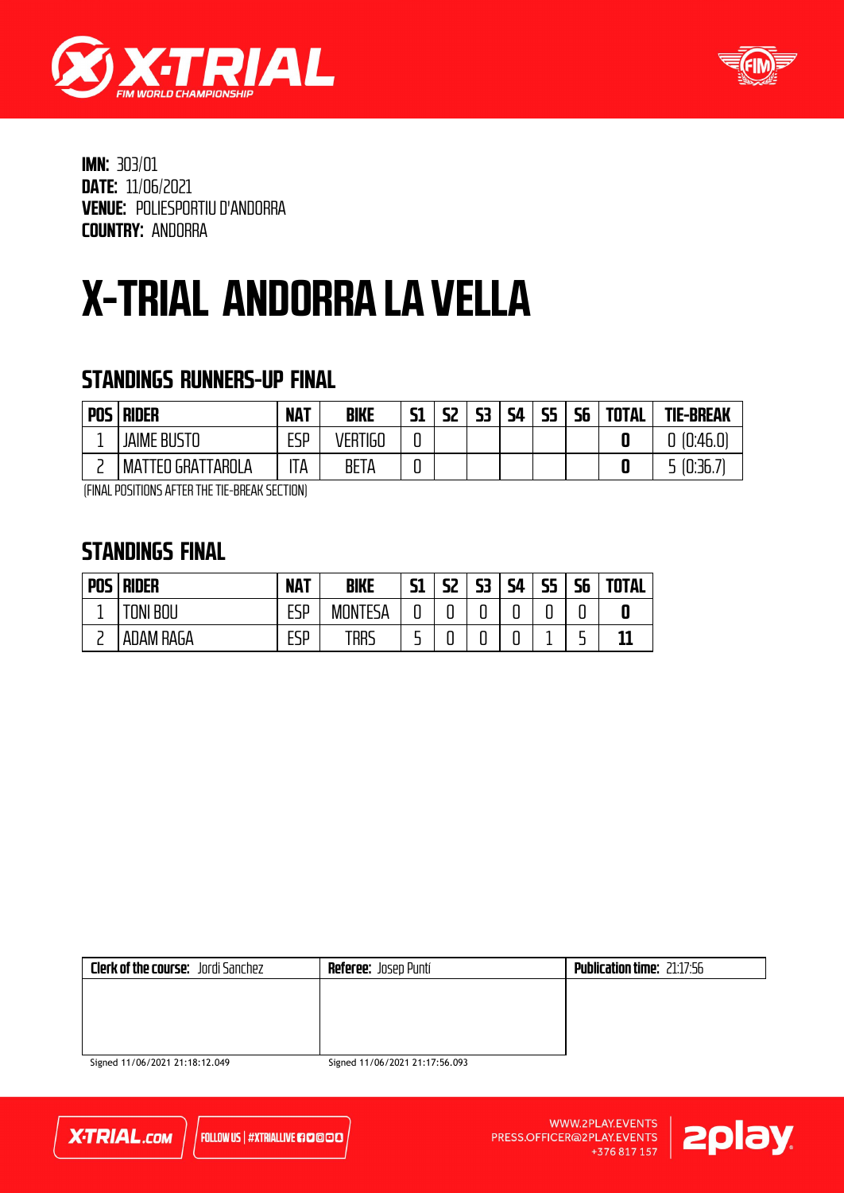**IMN:** 303/01
**DATE:** 11/06/2021
**VENUE:** POLIESPORTIU D'ANDORRA
**COUNTRY:** ANDORRA

# X-TRIAL ANDORRA LA VELLA

## STANDINGS RUNNERS-UP FINAL

| POS | RIDER | NAT | BIKE | S1 | S2 | S3 | S4 | S5 | S6 | TOTAL | TIE-BREAK |
|---|---|---|---|---|---|---|---|---|---|---|---|
| 1 | JAIME BUSTO | ESP | VERTIGO | 0 | | | | | | **0** | 0 (0:46.0) |
| 2 | MATTEO GRATTAROLA | ITA | BETA | 0 | | | | | | **0** | 5 (0:36.7) |

(FINAL POSITIONS AFTER THE TIE-BREAK SECTION)

## STANDINGS FINAL

| POS | RIDER | NAT | BIKE | S1 | S2 | S3 | S4 | S5 | S6 | TOTAL |
|---|---|---|---|---|---|---|---|---|---|---|
| 1 | TONI BOU | ESP | MONTESA | 0 | 0 | 0 | 0 | 0 | 0 | **0** |
| 2 | ADAM RAGA | ESP | TRRS | 5 | 0 | 0 | 0 | 1 | 5 | **11** |

| **Clerk of the course:** Jordi Sanchez | **Referee:** Josep Punti | **Publication time:** 21:17:56 |
|---|---|---|
| | | |

Signed 11/06/2021 21:18:12.049

Signed 11/06/2021 21:17:56.093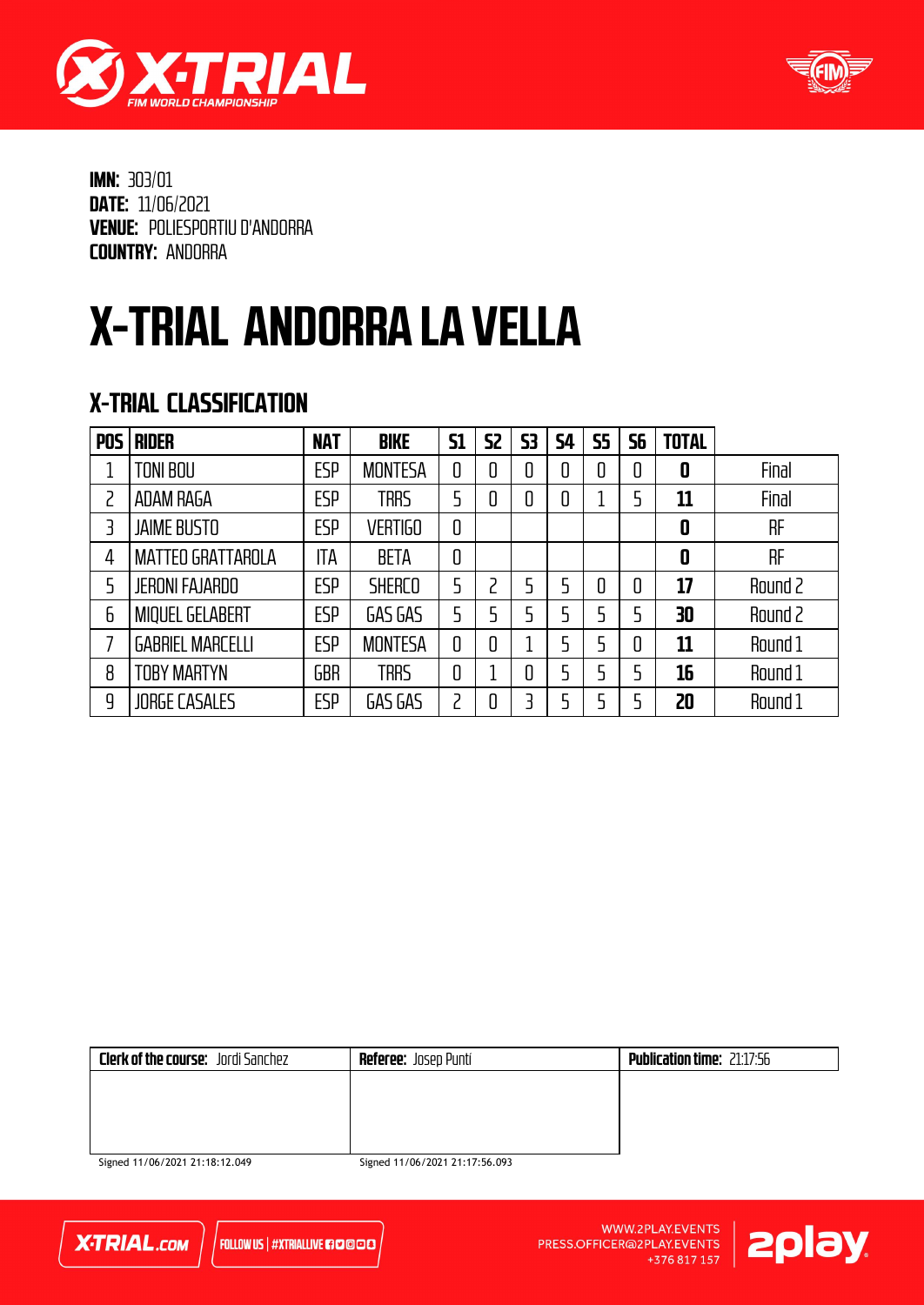**IMN:** 303/01
**DATE:** 11/06/2021
**VENUE:** POLIESPORTIU D'ANDORRA
**COUNTRY:** ANDORRA

# X-TRIAL ANDORRA LA VELLA

## X-TRIAL CLASSIFICATION

| POS | RIDER | NAT | BIKE | S1 | S2 | S3 | S4 | S5 | S6 | TOTAL | |
|---|---|---|---|---|---|---|---|---|---|---|---|
| 1 | TONI BOU | ESP | MONTESA | 0 | 0 | 0 | 0 | 0 | 0 | **0** | Final |
| 2 | ADAM RAGA | ESP | TRRS | 5 | 0 | 0 | 0 | 1 | 5 | **11** | Final |
| 3 | JAIME BUSTO | ESP | VERTIGO | 0 | | | | | | **0** | RF |
| 4 | MATTEO GRATTAROLA | ITA | BETA | 0 | | | | | | **0** | RF |
| 5 | JERONI FAJARDO | ESP | SHERCO | 5 | 2 | 5 | 5 | 0 | 0 | **17** | Round 2 |
| 6 | MIQUEL GELABERT | ESP | GAS GAS | 5 | 5 | 5 | 5 | 5 | 5 | **30** | Round 2 |
| 7 | GABRIEL MARCELLI | ESP | MONTESA | 0 | 0 | 1 | 5 | 5 | 0 | **11** | Round 1 |
| 8 | TOBY MARTYN | GBR | TRRS | 0 | 1 | 0 | 5 | 5 | 5 | **16** | Round 1 |
| 9 | JORGE CASALES | ESP | GAS GAS | 2 | 0 | 3 | 5 | 5 | 5 | **20** | Round 1 |

| **Clerk of the course:** Jordi Sanchez | **Referee:** Josep Punti | **Publication time:** 21:17:56 |
|---|---|---|
| Signed 11/06/2021 21:18:12.049 | Signed 11/06/2021 21:17:56.093 | |

X-TRIAL.com | FOLLOW US | #XTRIALLIVE

WWW.2PLAY.EVENTS
PRESS.OFFICER@2PLAY.EVENTS
+376 817 157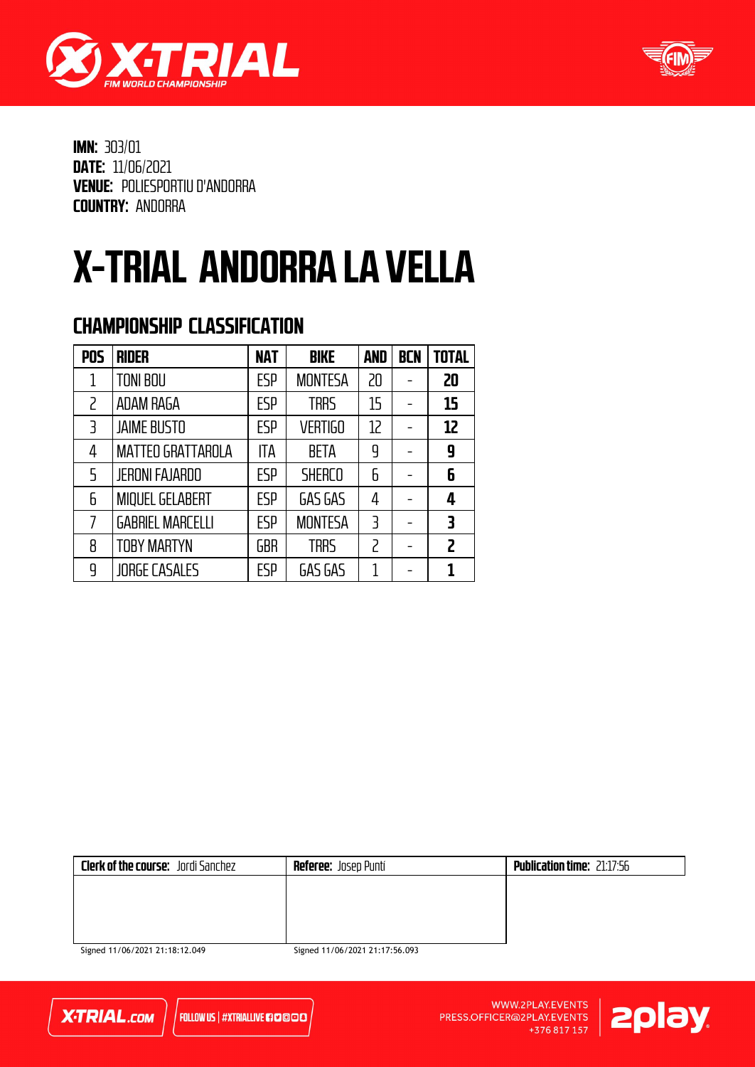**IMN:** 303/01
**DATE:** 11/06/2021
**VENUE:** POLIESPORTIU D'ANDORRA
**COUNTRY:** ANDORRA

# X-TRIAL ANDORRA LA VELLA

## CHAMPIONSHIP CLASSIFICATION

| POS | RIDER | NAT | BIKE | AND | BCN | TOTAL |
|---|---|---|---|---|---|---|
| 1 | TONI BOU | ESP | MONTESA | 20 | - | **20** |
| 2 | ADAM RAGA | ESP | TRRS | 15 | - | **15** |
| 3 | JAIME BUSTO | ESP | VERTIGO | 12 | - | **12** |
| 4 | MATTEO GRATTAROLA | ITA | BETA | 9 | - | **9** |
| 5 | JERONI FAJARDO | ESP | SHERCO | 6 | - | **6** |
| 6 | MIQUEL GELABERT | ESP | GAS GAS | 4 | - | **4** |
| 7 | GABRIEL MARCELLI | ESP | MONTESA | 3 | - | **3** |
| 8 | TOBY MARTYN | GBR | TRRS | 2 | - | **2** |
| 9 | JORGE CASALES | ESP | GAS GAS | 1 | - | **1** |

| **Clerk of the course:** Jordi Sanchez | **Referee:** Josep Punti | **Publication time:** 21:17:56 |
|---|---|---|
| Signed 11/06/2021 21:18:12.049 | Signed 11/06/2021 21:17:56.093 | |

X-TRIAL.COM | FOLLOW US | #XTRIALLIVE

WWW.2PLAY.EVENTS
PRESS.OFFICER@2PLAY.EVENTS
+376 817 157